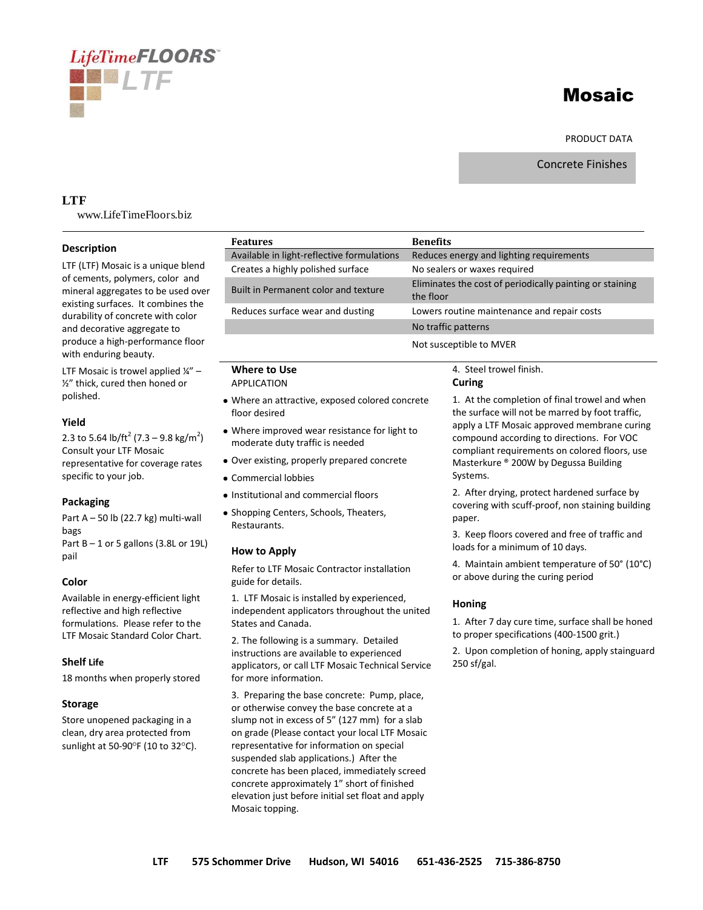LifeTimeFLOORS™ LTF

# Mosaic

PRODUCT DATA

Concrete Finishes

**LTF**
www.LifeTimeFloors.biz

## Description

LTF (LTF) Mosaic is a unique blend of cements, polymers, color and mineral aggregates to be used over existing surfaces. It combines the durability of concrete with color and decorative aggregate to produce a high-performance floor with enduring beauty.

LTF Mosaic is trowel applied ¼" – ½" thick, cured then honed or polished.

## Yield

2.3 to 5.64 lb/ft² (7.3 – 9.8 kg/m²)
Consult your LTF Mosaic representative for coverage rates specific to your job.

## Packaging

Part A – 50 lb (22.7 kg) multi-wall bags
Part B – 1 or 5 gallons (3.8L or 19L) pail

## Color

Available in energy-efficient light reflective and high reflective formulations. Please refer to the LTF Mosaic Standard Color Chart.

## Shelf Life

18 months when properly stored

## Storage

Store unopened packaging in a clean, dry area protected from sunlight at 50-90°F (10 to 32°C).

| Features | Benefits |
|---|---|
| Available in light-reflective formulations | Reduces energy and lighting requirements |
| Creates a highly polished surface | No sealers or waxes required |
| Built in Permanent color and texture | Eliminates the cost of periodically painting or staining the floor |
| Reduces surface wear and dusting | Lowers routine maintenance and repair costs |
| | No traffic patterns |
| | Not susceptible to MVER |

## Where to Use

APPLICATION

- Where an attractive, exposed colored concrete floor desired
- Where improved wear resistance for light to moderate duty traffic is needed
- Over existing, properly prepared concrete
- Commercial lobbies
- Institutional and commercial floors
- Shopping Centers, Schools, Theaters, Restaurants.

## How to Apply

Refer to LTF Mosaic Contractor installation guide for details.

1. LTF Mosaic is installed by experienced, independent applicators throughout the united States and Canada.

2. The following is a summary. Detailed instructions are available to experienced applicators, or call LTF Mosaic Technical Service for more information.

3. Preparing the base concrete: Pump, place, or otherwise convey the base concrete at a slump not in excess of 5" (127 mm) for a slab on grade (Please contact your local LTF Mosaic representative for information on special suspended slab applications.) After the concrete has been placed, immediately screed concrete approximately 1" short of finished elevation just before initial set float and apply Mosaic topping.

4. Steel trowel finish.

## Curing

1. At the completion of final trowel and when the surface will not be marred by foot traffic, apply a LTF Mosaic approved membrane curing compound according to directions. For VOC compliant requirements on colored floors, use Masterkure ® 200W by Degussa Building Systems.

2. After drying, protect hardened surface by covering with scuff-proof, non staining building paper.

3. Keep floors covered and free of traffic and loads for a minimum of 10 days.

4. Maintain ambient temperature of 50° (10°C) or above during the curing period

## Honing

1. After 7 day cure time, surface shall be honed to proper specifications (400-1500 grit.)

2. Upon completion of honing, apply stainguard 250 sf/gal.

LTF 575 Schommer Drive Hudson, WI 54016 651-436-2525 715-386-8750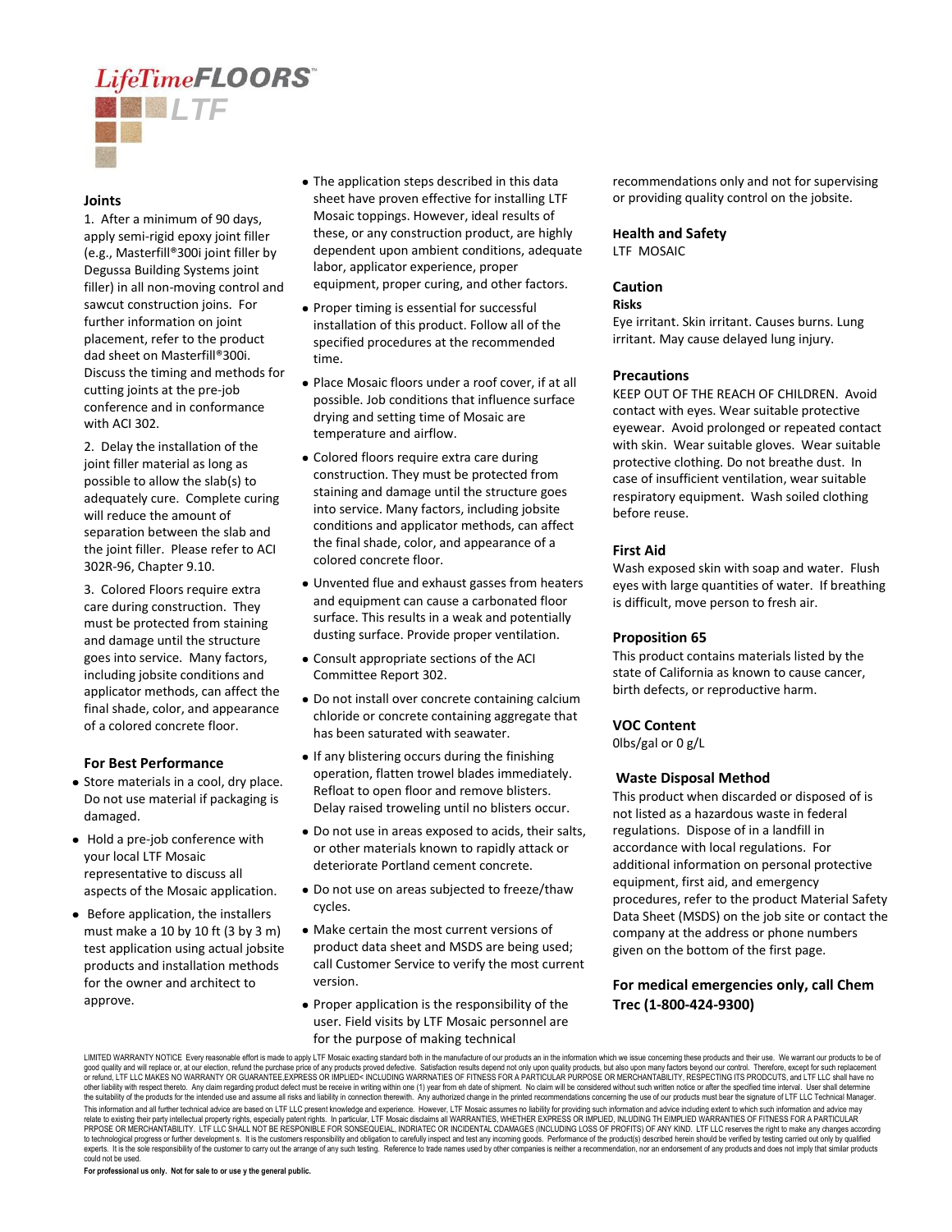LifeTimeFLOORS™ LTF

## Joints

1. After a minimum of 90 days, apply semi-rigid epoxy joint filler (e.g., Masterfill®300i joint filler by Degussa Building Systems joint filler) in all non-moving control and sawcut construction joins. For further information on joint placement, refer to the product dad sheet on Masterfill®300i. Discuss the timing and methods for cutting joints at the pre-job conference and in conformance with ACI 302.

2. Delay the installation of the joint filler material as long as possible to allow the slab(s) to adequately cure. Complete curing will reduce the amount of separation between the slab and the joint filler. Please refer to ACI 302R-96, Chapter 9.10.

3. Colored Floors require extra care during construction. They must be protected from staining and damage until the structure goes into service. Many factors, including jobsite conditions and applicator methods, can affect the final shade, color, and appearance of a colored concrete floor.

## For Best Performance

- Store materials in a cool, dry place. Do not use material if packaging is damaged.
- Hold a pre-job conference with your local LTF Mosaic representative to discuss all aspects of the Mosaic application.
- Before application, the installers must make a 10 by 10 ft (3 by 3 m) test application using actual jobsite products and installation methods for the owner and architect to approve.
- The application steps described in this data sheet have proven effective for installing LTF Mosaic toppings. However, ideal results of these, or any construction product, are highly dependent upon ambient conditions, adequate labor, applicator experience, proper equipment, proper curing, and other factors.
- Proper timing is essential for successful installation of this product. Follow all of the specified procedures at the recommended time.
- Place Mosaic floors under a roof cover, if at all possible. Job conditions that influence surface drying and setting time of Mosaic are temperature and airflow.
- Colored floors require extra care during construction. They must be protected from staining and damage until the structure goes into service. Many factors, including jobsite conditions and applicator methods, can affect the final shade, color, and appearance of a colored concrete floor.
- Unvented flue and exhaust gasses from heaters and equipment can cause a carbonated floor surface. This results in a weak and potentially dusting surface. Provide proper ventilation.
- Consult appropriate sections of the ACI Committee Report 302.
- Do not install over concrete containing calcium chloride or concrete containing aggregate that has been saturated with seawater.
- If any blistering occurs during the finishing operation, flatten trowel blades immediately. Refloat to open floor and remove blisters. Delay raised troweling until no blisters occur.
- Do not use in areas exposed to acids, their salts, or other materials known to rapidly attack or deteriorate Portland cement concrete.
- Do not use on areas subjected to freeze/thaw cycles.
- Make certain the most current versions of product data sheet and MSDS are being used; call Customer Service to verify the most current version.
- Proper application is the responsibility of the user. Field visits by LTF Mosaic personnel are for the purpose of making technical recommendations only and not for supervising or providing quality control on the jobsite.

## Health and Safety

LTF MOSAIC

## Caution

**Risks**

Eye irritant. Skin irritant. Causes burns. Lung irritant. May cause delayed lung injury.

## Precautions

KEEP OUT OF THE REACH OF CHILDREN. Avoid contact with eyes. Wear suitable protective eyewear. Avoid prolonged or repeated contact with skin. Wear suitable gloves. Wear suitable protective clothing. Do not breathe dust. In case of insufficient ventilation, wear suitable respiratory equipment. Wash soiled clothing before reuse.

## First Aid

Wash exposed skin with soap and water. Flush eyes with large quantities of water. If breathing is difficult, move person to fresh air.

## Proposition 65

This product contains materials listed by the state of California as known to cause cancer, birth defects, or reproductive harm.

## VOC Content

0lbs/gal or 0 g/L

## Waste Disposal Method

This product when discarded or disposed of is not listed as a hazardous waste in federal regulations. Dispose of in a landfill in accordance with local regulations. For additional information on personal protective equipment, first aid, and emergency procedures, refer to the product Material Safety Data Sheet (MSDS) on the job site or contact the company at the address or phone numbers given on the bottom of the first page.

**For medical emergencies only, call Chem Trec (1-800-424-9300)**

LIMITED WARRANTY NOTICE Every reasonable effort is made to apply LTF Mosaic exacting standard both in the manufacture of our products an in the information which we issue concerning these products and their use. We warrant our products to be of good quality and will replace or, at our election, refund the purchase price of any products proved defective. Satisfaction results depend not only upon quality products, but also upon many factors beyond our control. Therefore, except for such replacement or refund, LTF LLC MAKES NO WARRANTY OR GUARANTEE,EXPRESS OR IMPLIED< INCLUDING WARRNATIES OF FITNESS FOR A PARTICULAR PURPOSE OR MERCHANTABILITY, RESPECTING ITS PRODCUTS, and LTF LLC shall have no other liability with respect thereto. Any claim regarding product defect must be receive in writing within one (1) year from eh date of shipment. No claim will be considered without such written notice or after the specified time interval. User shall determine the suitability of the products for the intended use and assume all risks and liability in connection therewith. Any authorized change in the printed recommendations concerning the use of our products must bear the signature of LTF LLC Technical Manager.

This information and all further technical advice are based on LTF LLC present knowledge and experience. However, LTF Mosaic assumes no liability for providing such information and advice including extent to which such information and advice may relate to existing their party intellectual property rights, especially patent rights. In particular, LTF Mosaic disclaims all WARRANTIES, WHETHER EXPRESS OR IMPLIED, INLUDING TH EIMPLIED WARRANTIES OF FITNESS FOR A PARTICULAR PRPOSE OR MERCHANTABILITY. LTF LLC SHALL NOT BE RESPONIBLE FOR SONSEQUEIAL, INDRIATEC OR INCIDENTAL CDAMAGES (INCLUDING LOSS OF PROFITS) OF ANY KIND. LTF LLC reserves the right to make any changes according to technological progress or further development s. It is the customers responsibility and obligation to carefully inspect and test any incoming goods. Performance of the product(s) described herein should be verified by testing carried out only by qualified experts. It is the sole responsibility of the customer to carry out the arrange of any such testing. Reference to trade names used by other companies is neither a recommendation, nor an endorsement of any products and does not imply that similar products could not be used.

**For professional us only. Not for sale to or use y the general public.**